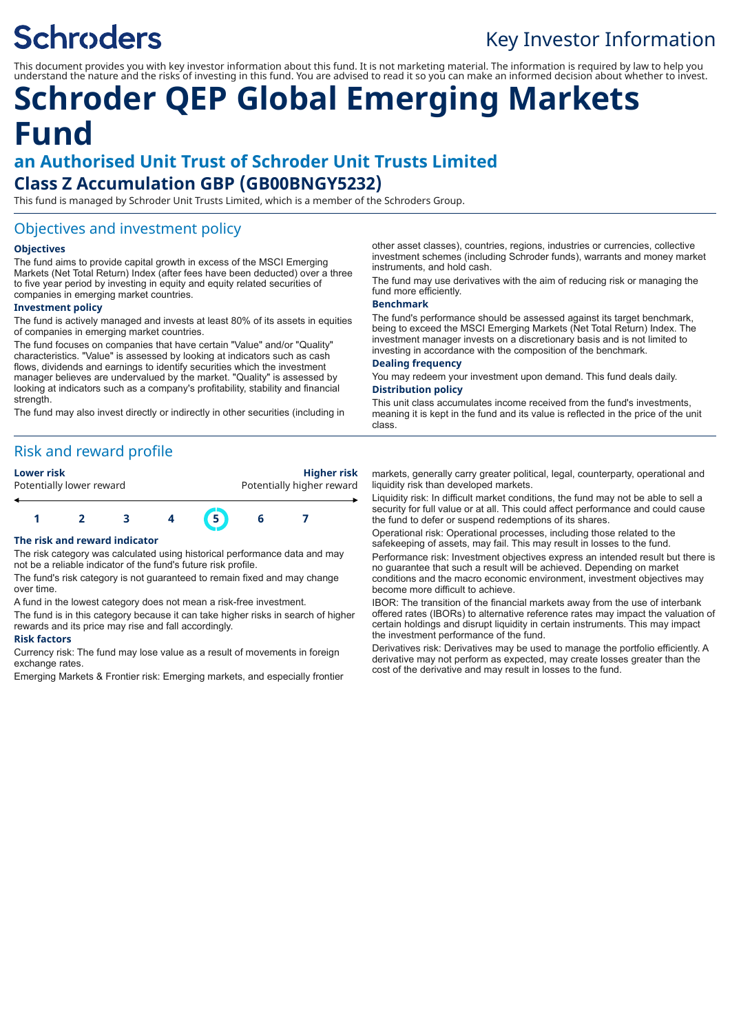Schroders

Key Investor Information

This document provides you with key investor information about this fund. It is not marketing material. The information is required by law to help you understand the nature and the risks of investing in this fund. You are advised to read it so you can make an informed decision about whether to invest.

# Schroder QEP Global Emerging Markets Fund

## an Authorised Unit Trust of Schroder Unit Trusts Limited

### Class Z Accumulation GBP (GB00BNGY5232)

This fund is managed by Schroder Unit Trusts Limited, which is a member of the Schroders Group.

## Objectives and investment policy

### Objectives

The fund aims to provide capital growth in excess of the MSCI Emerging Markets (Net Total Return) Index (after fees have been deducted) over a three to five year period by investing in equity and equity related securities of companies in emerging market countries.

### Investment policy

The fund is actively managed and invests at least 80% of its assets in equities of companies in emerging market countries.

The fund focuses on companies that have certain "Value" and/or "Quality" characteristics. "Value" is assessed by looking at indicators such as cash flows, dividends and earnings to identify securities which the investment manager believes are undervalued by the market. "Quality" is assessed by looking at indicators such as a company's profitability, stability and financial strength.

The fund may also invest directly or indirectly in other securities (including in other asset classes), countries, regions, industries or currencies, collective investment schemes (including Schroder funds), warrants and money market instruments, and hold cash.

The fund may use derivatives with the aim of reducing risk or managing the fund more efficiently.

### Benchmark

The fund's performance should be assessed against its target benchmark, being to exceed the MSCI Emerging Markets (Net Total Return) Index. The investment manager invests on a discretionary basis and is not limited to investing in accordance with the composition of the benchmark.

### Dealing frequency

You may redeem your investment upon demand. This fund deals daily.

### Distribution policy

This unit class accumulates income received from the fund's investments, meaning it is kept in the fund and its value is reflected in the price of the unit class.

## Risk and reward profile

**Lower risk** — Potentially lower reward | **Higher risk** — Potentially higher reward

| 1 | 2 | 3 | 4 | **5** | 6 | 7 |
|---|---|---|---|---|---|---|

### The risk and reward indicator

The risk category was calculated using historical performance data and may not be a reliable indicator of the fund's future risk profile.

The fund's risk category is not guaranteed to remain fixed and may change over time.

A fund in the lowest category does not mean a risk-free investment.

The fund is in this category because it can take higher risks in search of higher rewards and its price may rise and fall accordingly.

### Risk factors

Currency risk: The fund may lose value as a result of movements in foreign exchange rates.

Emerging Markets & Frontier risk: Emerging markets, and especially frontier markets, generally carry greater political, legal, counterparty, operational and liquidity risk than developed markets.

Liquidity risk: In difficult market conditions, the fund may not be able to sell a security for full value or at all. This could affect performance and could cause the fund to defer or suspend redemptions of its shares.

Operational risk: Operational processes, including those related to the safekeeping of assets, may fail. This may result in losses to the fund.

Performance risk: Investment objectives express an intended result but there is no guarantee that such a result will be achieved. Depending on market conditions and the macro economic environment, investment objectives may become more difficult to achieve.

IBOR: The transition of the financial markets away from the use of interbank offered rates (IBORs) to alternative reference rates may impact the valuation of certain holdings and disrupt liquidity in certain instruments. This may impact the investment performance of the fund.

Derivatives risk: Derivatives may be used to manage the portfolio efficiently. A derivative may not perform as expected, may create losses greater than the cost of the derivative and may result in losses to the fund.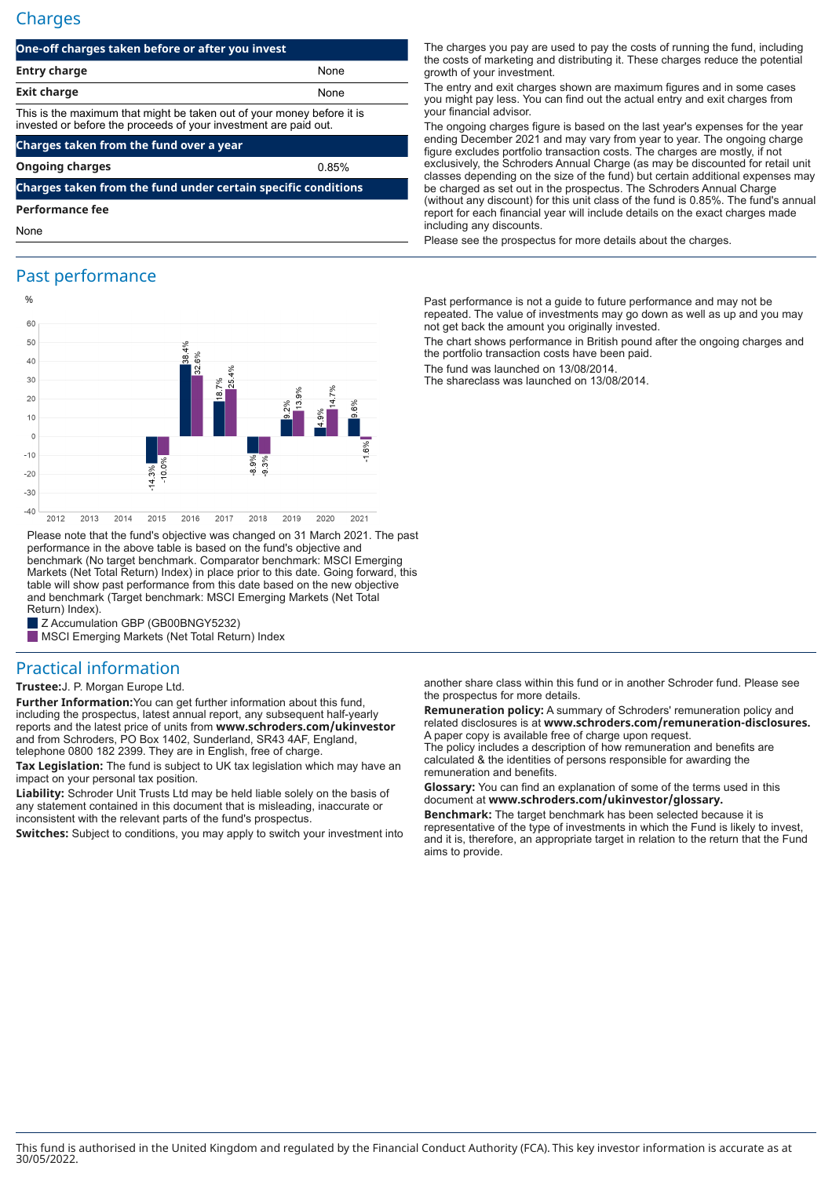## Charges

| One-off charges taken before or after you invest | |
|---|---|
| **Entry charge** | None |
| **Exit charge** | None |
| This is the maximum that might be taken out of your money before it is invested or before the proceeds of your investment are paid out. | |
| **Charges taken from the fund over a year** | |
| **Ongoing charges** | 0.85% |
| **Charges taken from the fund under certain specific conditions** | |
| **Performance fee** | |
| None | |

The charges you pay are used to pay the costs of running the fund, including the costs of marketing and distributing it. These charges reduce the potential growth of your investment.

The entry and exit charges shown are maximum figures and in some cases you might pay less. You can find out the actual entry and exit charges from your financial advisor.

The ongoing charges figure is based on the last year's expenses for the year ending December 2021 and may vary from year to year. The ongoing charge figure excludes portfolio transaction costs. The charges are mostly, if not exclusively, the Schroders Annual Charge (as may be discounted for retail unit classes depending on the size of the fund) but certain additional expenses may be charged as set out in the prospectus. The Schroders Annual Charge (without any discount) for this unit class of the fund is 0.85%. The fund's annual report for each financial year will include details on the exact charges made including any discounts.

Please see the prospectus for more details about the charges.

## Past performance

%

60
50
40
30
20
10
0
-10
-20
-30
-40

2012 2013 2014 2015 2016 2017 2018 2019 2020 2021

-14.3% -10.0% 38.4% 32.6% 18.7% 25.4% -8.9% -9.3% 9.2% 13.9% 4.9% 14.7% 9.6% -1.6%

Please note that the fund's objective was changed on 31 March 2021. The past performance in the above table is based on the fund's objective and benchmark (No target benchmark. Comparator benchmark: MSCI Emerging Markets (Net Total Return) Index) in place prior to this date. Going forward, this table will show past performance from this date based on the new objective and benchmark (Target benchmark: MSCI Emerging Markets (Net Total Return) Index).

Z Accumulation GBP (GB00BNGY5232)

MSCI Emerging Markets (Net Total Return) Index

Past performance is not a guide to future performance and may not be repeated. The value of investments may go down as well as up and you may not get back the amount you originally invested.

The chart shows performance in British pound after the ongoing charges and the portfolio transaction costs have been paid.

The fund was launched on 13/08/2014.
The shareclass was launched on 13/08/2014.

## Practical information

**Trustee:** J. P. Morgan Europe Ltd.

**Further Information:** You can get further information about this fund, including the prospectus, latest annual report, any subsequent half-yearly reports and the latest price of units from **www.schroders.com/ukinvestor** and from Schroders, PO Box 1402, Sunderland, SR43 4AF, England, telephone 0800 182 2399. They are in English, free of charge.

**Tax Legislation:** The fund is subject to UK tax legislation which may have an impact on your personal tax position.

**Liability:** Schroder Unit Trusts Ltd may be held liable solely on the basis of any statement contained in this document that is misleading, inaccurate or inconsistent with the relevant parts of the fund's prospectus.

**Switches:** Subject to conditions, you may apply to switch your investment into another share class within this fund or in another Schroder fund. Please see the prospectus for more details.

**Remuneration policy:** A summary of Schroders' remuneration policy and related disclosures is at **www.schroders.com/remuneration-disclosures.** A paper copy is available free of charge upon request.
The policy includes a description of how remuneration and benefits are calculated & the identities of persons responsible for awarding the remuneration and benefits.

**Glossary:** You can find an explanation of some of the terms used in this document at **www.schroders.com/ukinvestor/glossary.**

**Benchmark:** The target benchmark has been selected because it is representative of the type of investments in which the Fund is likely to invest, and it is, therefore, an appropriate target in relation to the return that the Fund aims to provide.

This fund is authorised in the United Kingdom and regulated by the Financial Conduct Authority (FCA). This key investor information is accurate as at 30/05/2022.